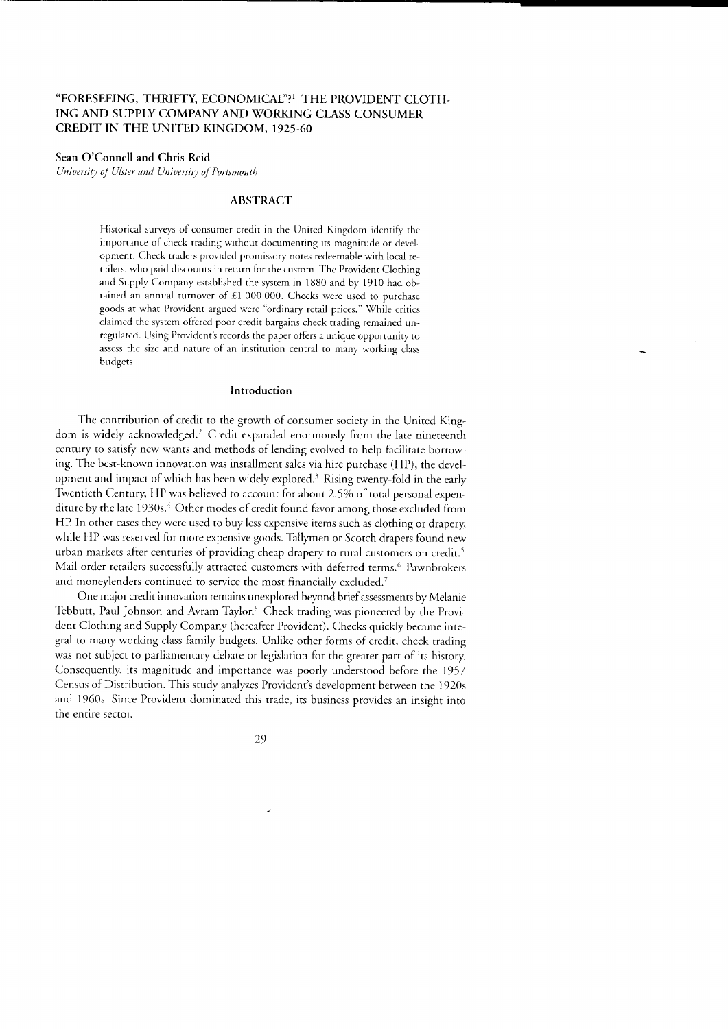# "FORESEEING, THRIFTY, ECONOMICAL"?[1] THE PROVIDENT CLOTHING AND SUPPLY COMPANY AND WORKING CLASS CONSUMER CREDIT IN THE UNITED KINGDOM, 1925-60

**Sean O'Connell and Chris Reid**

*University of Ulster and University of Portsmouth*

## ABSTRACT

Historical surveys of consumer credit in the United Kingdom identify the importance of check trading without documenting its magnitude or development. Check traders provided promissory notes redeemable with local retailers, who paid discounts in return for the custom. The Provident Clothing and Supply Company established the system in 1880 and by 1910 had obtained an annual turnover of £1,000,000. Checks were used to purchase goods at what Provident argued were "ordinary retail prices." While critics claimed the system offered poor credit bargains check trading remained unregulated. Using Provident's records the paper offers a unique opportunity to assess the size and nature of an institution central to many working class budgets.

## Introduction

The contribution of credit to the growth of consumer society in the United Kingdom is widely acknowledged.[2] Credit expanded enormously from the late nineteenth century to satisfy new wants and methods of lending evolved to help facilitate borrowing. The best-known innovation was installment sales via hire purchase (HP), the development and impact of which has been widely explored.[3] Rising twenty-fold in the early Twentieth Century, HP was believed to account for about 2.5% of total personal expenditure by the late 1930s.[4] Other modes of credit found favor among those excluded from HP. In other cases they were used to buy less expensive items such as clothing or drapery, while HP was reserved for more expensive goods. Tallymen or Scotch drapers found new urban markets after centuries of providing cheap drapery to rural customers on credit.[5] Mail order retailers successfully attracted customers with deferred terms.[6] Pawnbrokers and moneylenders continued to service the most financially excluded.[7]

One major credit innovation remains unexplored beyond brief assessments by Melanie Tebbutt, Paul Johnson and Avram Taylor.[8] Check trading was pioneered by the Provident Clothing and Supply Company (hereafter Provident). Checks quickly became integral to many working class family budgets. Unlike other forms of credit, check trading was not subject to parliamentary debate or legislation for the greater part of its history. Consequently, its magnitude and importance was poorly understood before the 1957 Census of Distribution. This study analyzes Provident's development between the 1920s and 1960s. Since Provident dominated this trade, its business provides an insight into the entire sector.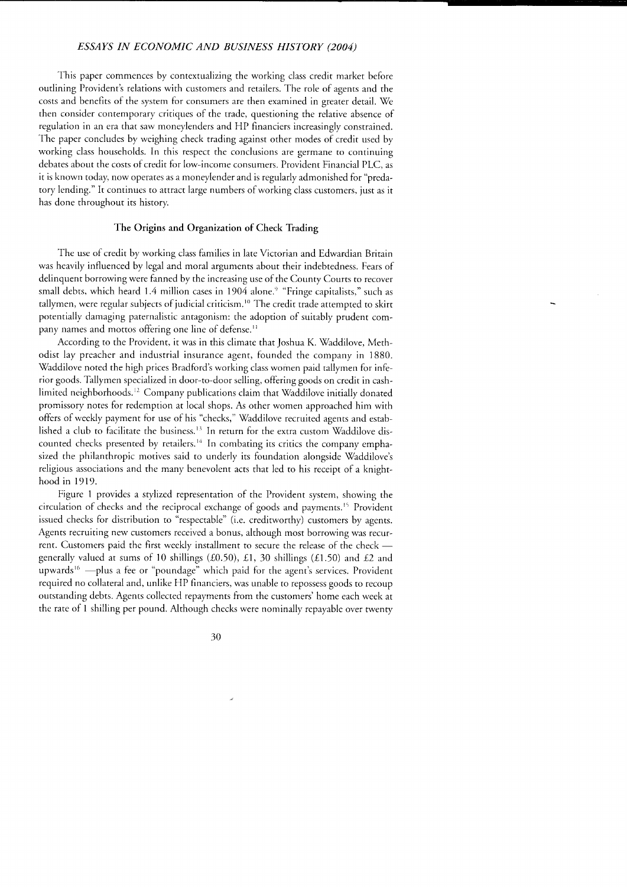This paper commences by contextualizing the working class credit market before outlining Provident's relations with customers and retailers. The role of agents and the costs and benefits of the system for consumers are then examined in greater detail. We then consider contemporary critiques of the trade, questioning the relative absence of regulation in an era that saw moneylenders and HP financiers increasingly constrained. The paper concludes by weighing check trading against other modes of credit used by working class households. In this respect the conclusions are germane to continuing debates about the costs of credit for low-income consumers. Provident Financial PLC, as it is known today, now operates as a moneylender and is regularly admonished for "predatory lending." It continues to attract large numbers of working class customers, just as it has done throughout its history.

## The Origins and Organization of Check Trading

The use of credit by working class families in late Victorian and Edwardian Britain was heavily influenced by legal and moral arguments about their indebtedness. Fears of delinquent borrowing were fanned by the increasing use of the County Courts to recover small debts, which heard 1.4 million cases in 1904 alone.[9] "Fringe capitalists," such as tallymen, were regular subjects of judicial criticism.[10] The credit trade attempted to skirt potentially damaging paternalistic antagonism: the adoption of suitably prudent company names and mottos offering one line of defense.[11]

According to the Provident, it was in this climate that Joshua K. Waddilove, Methodist lay preacher and industrial insurance agent, founded the company in 1880. Waddilove noted the high prices Bradford's working class women paid tallymen for inferior goods. Tallymen specialized in door-to-door selling, offering goods on credit in cash-limited neighborhoods.[12] Company publications claim that Waddilove initially donated promissory notes for redemption at local shops. As other women approached him with offers of weekly payment for use of his "checks," Waddilove recruited agents and established a club to facilitate the business.[13] In return for the extra custom Waddilove discounted checks presented by retailers.[14] In combating its critics the company emphasized the philanthropic motives said to underly its foundation alongside Waddilove's religious associations and the many benevolent acts that led to his receipt of a knighthood in 1919.

Figure 1 provides a stylized representation of the Provident system, showing the circulation of checks and the reciprocal exchange of goods and payments.[15] Provident issued checks for distribution to "respectable" (i.e. creditworthy) customers by agents. Agents recruiting new customers received a bonus, although most borrowing was recurrent. Customers paid the first weekly installment to secure the release of the check — generally valued at sums of 10 shillings (£0.50), £1, 30 shillings (£1.50) and £2 and upwards[16] —plus a fee or "poundage" which paid for the agent's services. Provident required no collateral and, unlike HP financiers, was unable to repossess goods to recoup outstanding debts. Agents collected repayments from the customers' home each week at the rate of 1 shilling per pound. Although checks were nominally repayable over twenty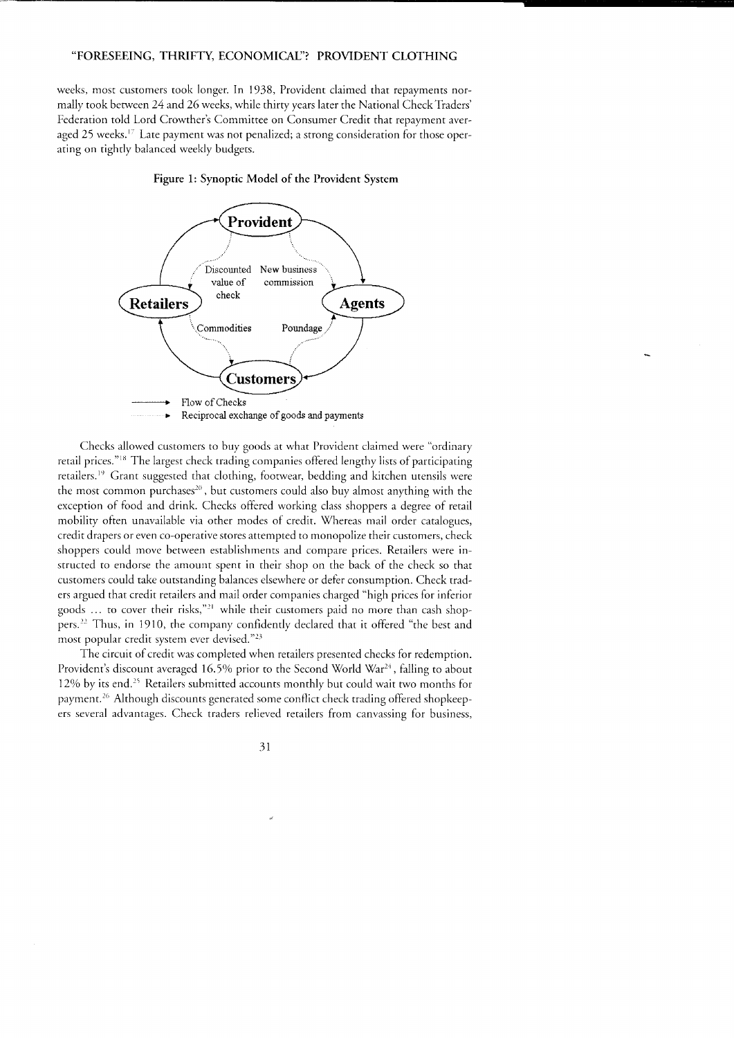weeks, most customers took longer. In 1938, Provident claimed that repayments normally took between 24 and 26 weeks, while thirty years later the National Check Traders' Federation told Lord Crowther's Committee on Consumer Credit that repayment averaged 25 weeks.[17] Late payment was not penalized; a strong consideration for those operating on tightly balanced weekly budgets.

**Figure 1: Synoptic Model of the Provident System**

Checks allowed customers to buy goods at what Provident claimed were "ordinary retail prices."[18] The largest check trading companies offered lengthy lists of participating retailers.[19] Grant suggested that clothing, footwear, bedding and kitchen utensils were the most common purchases[20], but customers could also buy almost anything with the exception of food and drink. Checks offered working class shoppers a degree of retail mobility often unavailable via other modes of credit. Whereas mail order catalogues, credit drapers or even co-operative stores attempted to monopolize their customers, check shoppers could move between establishments and compare prices. Retailers were instructed to endorse the amount spent in their shop on the back of the check so that customers could take outstanding balances elsewhere or defer consumption. Check traders argued that credit retailers and mail order companies charged "high prices for inferior goods ... to cover their risks,"[21] while their customers paid no more than cash shoppers.[22] Thus, in 1910, the company confidently declared that it offered "the best and most popular credit system ever devised."[23]

The circuit of credit was completed when retailers presented checks for redemption. Provident's discount averaged 16.5% prior to the Second World War[24], falling to about 12% by its end.[25] Retailers submitted accounts monthly but could wait two months for payment.[26] Although discounts generated some conflict check trading offered shopkeepers several advantages. Check traders relieved retailers from canvassing for business,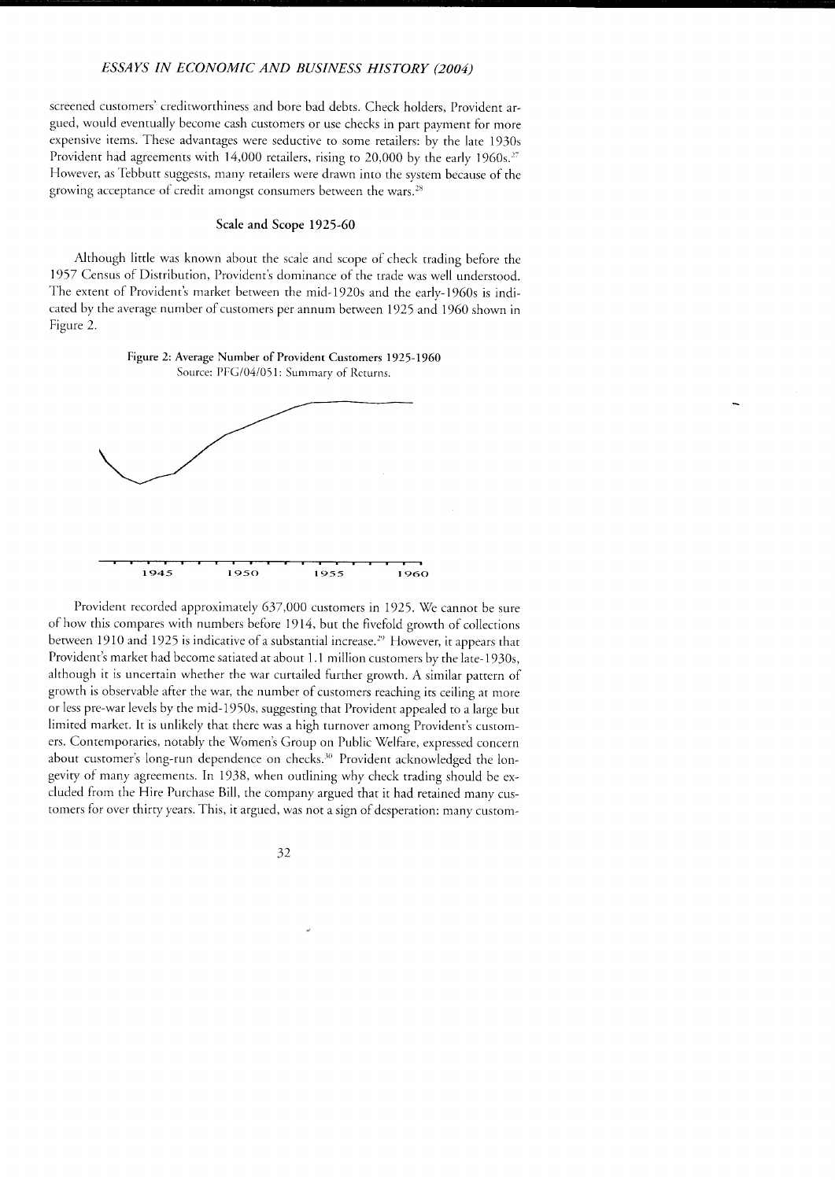screened customers' creditworthiness and bore bad debts. Check holders, Provident argued, would eventually become cash customers or use checks in part payment for more expensive items. These advantages were seductive to some retailers: by the late 1930s Provident had agreements with 14,000 retailers, rising to 20,000 by the early 1960s.[27] However, as Tebbutt suggests, many retailers were drawn into the system because of the growing acceptance of credit amongst consumers between the wars.[28]

## Scale and Scope 1925-60

Although little was known about the scale and scope of check trading before the 1957 Census of Distribution, Provident's dominance of the trade was well understood. The extent of Provident's market between the mid-1920s and the early-1960s is indicated by the average number of customers per annum between 1925 and 1960 shown in Figure 2.

**Figure 2: Average Number of Provident Customers 1925-1960**
Source: PFG/04/051: Summary of Returns.

Provident recorded approximately 637,000 customers in 1925. We cannot be sure of how this compares with numbers before 1914, but the fivefold growth of collections between 1910 and 1925 is indicative of a substantial increase.[29] However, it appears that Provident's market had become satiated at about 1.1 million customers by the late-1930s, although it is uncertain whether the war curtailed further growth. A similar pattern of growth is observable after the war, the number of customers reaching its ceiling at more or less pre-war levels by the mid-1950s, suggesting that Provident appealed to a large but limited market. It is unlikely that there was a high turnover among Provident's customers. Contemporaries, notably the Women's Group on Public Welfare, expressed concern about customer's long-run dependence on checks.[30] Provident acknowledged the longevity of many agreements. In 1938, when outlining why check trading should be excluded from the Hire Purchase Bill, the company argued that it had retained many customers for over thirty years. This, it argued, was not a sign of desperation: many custom-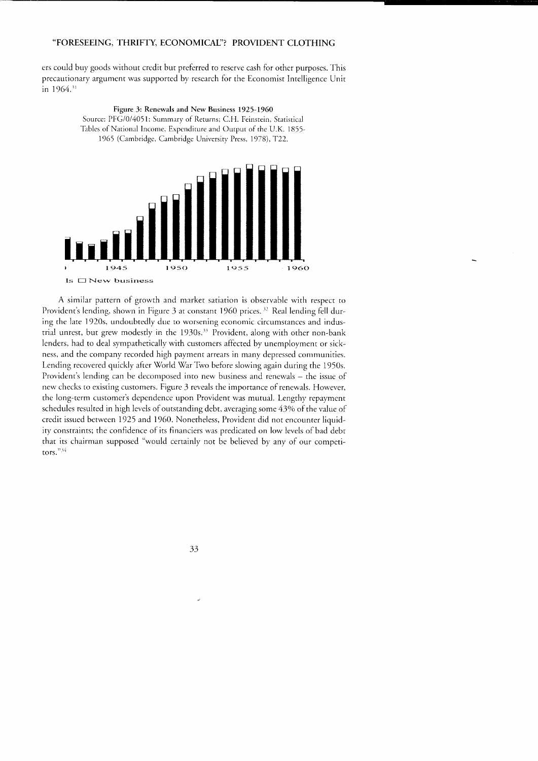ers could buy goods without credit but preferred to reserve cash for other purposes. This precautionary argument was supported by research for the Economist Intelligence Unit in 1964.[31]

**Figure 3: Renewals and New Business 1925-1960**

Source: PFG/0/4051: Summary of Returns; C.H. Feinstein, Statistical Tables of National Income, Expenditure and Output of the U.K. 1855-1965 (Cambridge, Cambridge University Press, 1978), T22.

A similar pattern of growth and market satiation is observable with respect to Provident's lending, shown in Figure 3 at constant 1960 prices.[32] Real lending fell during the late 1920s, undoubtedly due to worsening economic circumstances and industrial unrest, but grew modestly in the 1930s.[33] Provident, along with other non-bank lenders, had to deal sympathetically with customers affected by unemployment or sickness, and the company recorded high payment arrears in many depressed communities. Lending recovered quickly after World War Two before slowing again during the 1950s. Provident's lending can be decomposed into new business and renewals – the issue of new checks to existing customers. Figure 3 reveals the importance of renewals. However, the long-term customer's dependence upon Provident was mutual. Lengthy repayment schedules resulted in high levels of outstanding debt, averaging some 43% of the value of credit issued between 1925 and 1960. Nonetheless, Provident did not encounter liquidity constraints; the confidence of its financiers was predicated on low levels of bad debt that its chairman supposed "would certainly not be believed by any of our competitors."[34]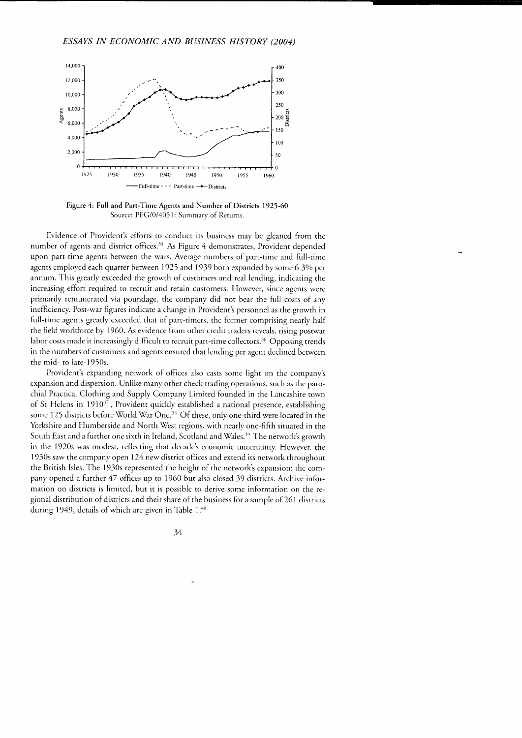Figure 4: Full and Part-Time Agents and Number of Districts 1925-60
Source: PFG/0/4051: Summary of Returns.

Evidence of Provident's efforts to conduct its business may be gleaned from the number of agents and district offices.[35] As Figure 4 demonstrates, Provident depended upon part-time agents between the wars. Average numbers of part-time and full-time agents employed each quarter between 1925 and 1939 both expanded by some 6.3% per annum. This greatly exceeded the growth of customers and real lending, indicating the increasing effort required to recruit and retain customers. However, since agents were primarily remunerated via poundage, the company did not bear the full costs of any inefficiency. Post-war figures indicate a change in Provident's personnel as the growth in full-time agents greatly exceeded that of part-timers, the former comprising nearly half the field workforce by 1960. As evidence from other credit traders reveals, rising postwar labor costs made it increasingly difficult to recruit part-time collectors.[36] Opposing trends in the numbers of customers and agents ensured that lending per agent declined between the mid- to late-1950s.

Provident's expanding network of offices also casts some light on the company's expansion and dispersion. Unlike many other check trading operations, such as the parochial Practical Clothing and Supply Company Limited founded in the Lancashire town of St Helens in 1910[37], Provident quickly established a national presence, establishing some 125 districts before World War One.[38] Of these, only one-third were located in the Yorkshire and Humberside and North West regions, with nearly one-fifth situated in the South East and a further one sixth in Ireland, Scotland and Wales.[39] The network's growth in the 1920s was modest, reflecting that decade's economic uncertainty. However, the 1930s saw the company open 124 new district offices and extend its network throughout the British Isles. The 1930s represented the height of the network's expansion: the company opened a further 47 offices up to 1960 but also closed 39 districts. Archive information on districts is limited, but it is possible to derive some information on the regional distribution of districts and their share of the business for a sample of 261 districts during 1949, details of which are given in Table 1.[40]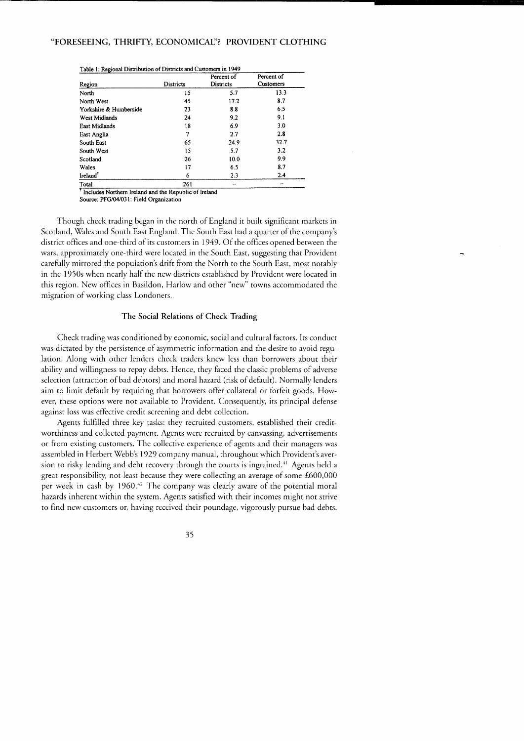Table 1: Regional Distribution of Districts and Customers in 1949

| Region | Districts | Percent of Districts | Percent of Customers |
|---|---|---|---|
| North | 15 | 5.7 | 13.3 |
| North West | 45 | 17.2 | 8.7 |
| Yorkshire & Humberside | 23 | 8.8 | 6.5 |
| West Midlands | 24 | 9.2 | 9.1 |
| East Midlands | 18 | 6.9 | 3.0 |
| East Anglia | 7 | 2.7 | 2.8 |
| South East | 65 | 24.9 | 32.7 |
| South West | 15 | 5.7 | 3.2 |
| Scotland | 26 | 10.0 | 9.9 |
| Wales | 17 | 6.5 | 8.7 |
| Ireland† | 6 | 2.3 | 2.4 |
| Total | 261 | – | – |

† Includes Northern Ireland and the Republic of Ireland
Source: PFG/04/031: Field Organization

Though check trading began in the north of England it built significant markets in Scotland, Wales and South East England. The South East had a quarter of the company's district offices and one-third of its customers in 1949. Of the offices opened between the wars, approximately one-third were located in the South East, suggesting that Provident carefully mirrored the population's drift from the North to the South East, most notably in the 1950s when nearly half the new districts established by Provident were located in this region. New offices in Basildon, Harlow and other "new" towns accommodated the migration of working class Londoners.

## The Social Relations of Check Trading

Check trading was conditioned by economic, social and cultural factors. Its conduct was dictated by the persistence of asymmetric information and the desire to avoid regulation. Along with other lenders check traders knew less than borrowers about their ability and willingness to repay debts. Hence, they faced the classic problems of adverse selection (attraction of bad debtors) and moral hazard (risk of default). Normally lenders aim to limit default by requiring that borrowers offer collateral or forfeit goods. However, these options were not available to Provident. Consequently, its principal defense against loss was effective credit screening and debt collection.

Agents fulfilled three key tasks: they recruited customers, established their creditworthiness and collected payment. Agents were recruited by canvassing, advertisements or from existing customers. The collective experience of agents and their managers was assembled in Herbert Webb's 1929 company manual, throughout which Provident's aversion to risky lending and debt recovery through the courts is ingrained.[41] Agents held a great responsibility, not least because they were collecting an average of some £600,000 per week in cash by 1960.[42] The company was clearly aware of the potential moral hazards inherent within the system. Agents satisfied with their incomes might not strive to find new customers or, having received their poundage, vigorously pursue bad debts.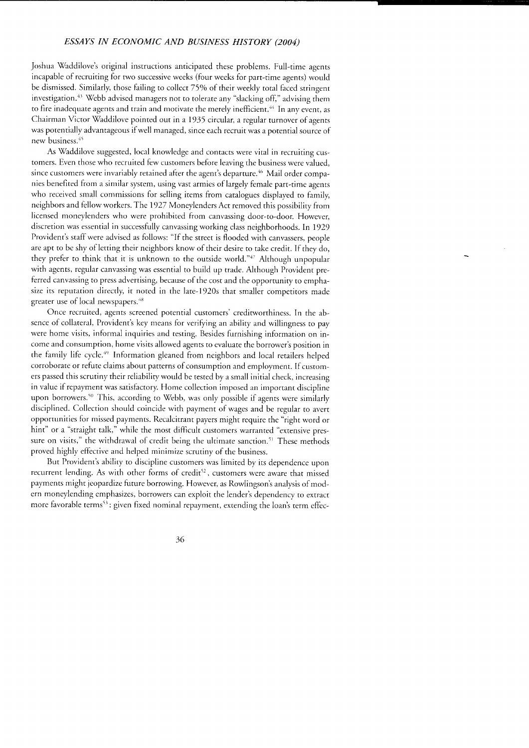Joshua Waddilove's original instructions anticipated these problems. Full-time agents incapable of recruiting for two successive weeks (four weeks for part-time agents) would be dismissed. Similarly, those failing to collect 75% of their weekly total faced stringent investigation.[43] Webb advised managers not to tolerate any "slacking off," advising them to fire inadequate agents and train and motivate the merely inefficient.[44] In any event, as Chairman Victor Waddilove pointed out in a 1935 circular, a regular turnover of agents was potentially advantageous if well managed, since each recruit was a potential source of new business.[45]

As Waddilove suggested, local knowledge and contacts were vital in recruiting customers. Even those who recruited few customers before leaving the business were valued, since customers were invariably retained after the agent's departure.[46] Mail order companies benefited from a similar system, using vast armies of largely female part-time agents who received small commissions for selling items from catalogues displayed to family, neighbors and fellow workers. The 1927 Moneylenders Act removed this possibility from licensed moneylenders who were prohibited from canvassing door-to-door. However, discretion was essential in successfully canvassing working class neighborhoods. In 1929 Provident's staff were advised as follows: "If the street is flooded with canvassers, people are apt to be shy of letting their neighbors know of their desire to take credit. If they do, they prefer to think that it is unknown to the outside world."[47] Although unpopular with agents, regular canvassing was essential to build up trade. Although Provident preferred canvassing to press advertising, because of the cost and the opportunity to emphasize its reputation directly, it noted in the late-1920s that smaller competitors made greater use of local newspapers.[48]

Once recruited, agents screened potential customers' creditworthiness. In the absence of collateral, Provident's key means for verifying an ability and willingness to pay were home visits, informal inquiries and testing. Besides furnishing information on income and consumption, home visits allowed agents to evaluate the borrower's position in the family life cycle.[49] Information gleaned from neighbors and local retailers helped corroborate or refute claims about patterns of consumption and employment. If customers passed this scrutiny their reliability would be tested by a small initial check, increasing in value if repayment was satisfactory. Home collection imposed an important discipline upon borrowers.[50] This, according to Webb, was only possible if agents were similarly disciplined. Collection should coincide with payment of wages and be regular to avert opportunities for missed payments. Recalcitrant payers might require the "right word or hint" or a "straight talk," while the most difficult customers warranted "extensive pressure on visits," the withdrawal of credit being the ultimate sanction.[51] These methods proved highly effective and helped minimize scrutiny of the business.

But Provident's ability to discipline customers was limited by its dependence upon recurrent lending. As with other forms of credit[52], customers were aware that missed payments might jeopardize future borrowing. However, as Rowlingson's analysis of modern moneylending emphasizes, borrowers can exploit the lender's dependency to extract more favorable terms[53]: given fixed nominal repayment, extending the loan's term effec-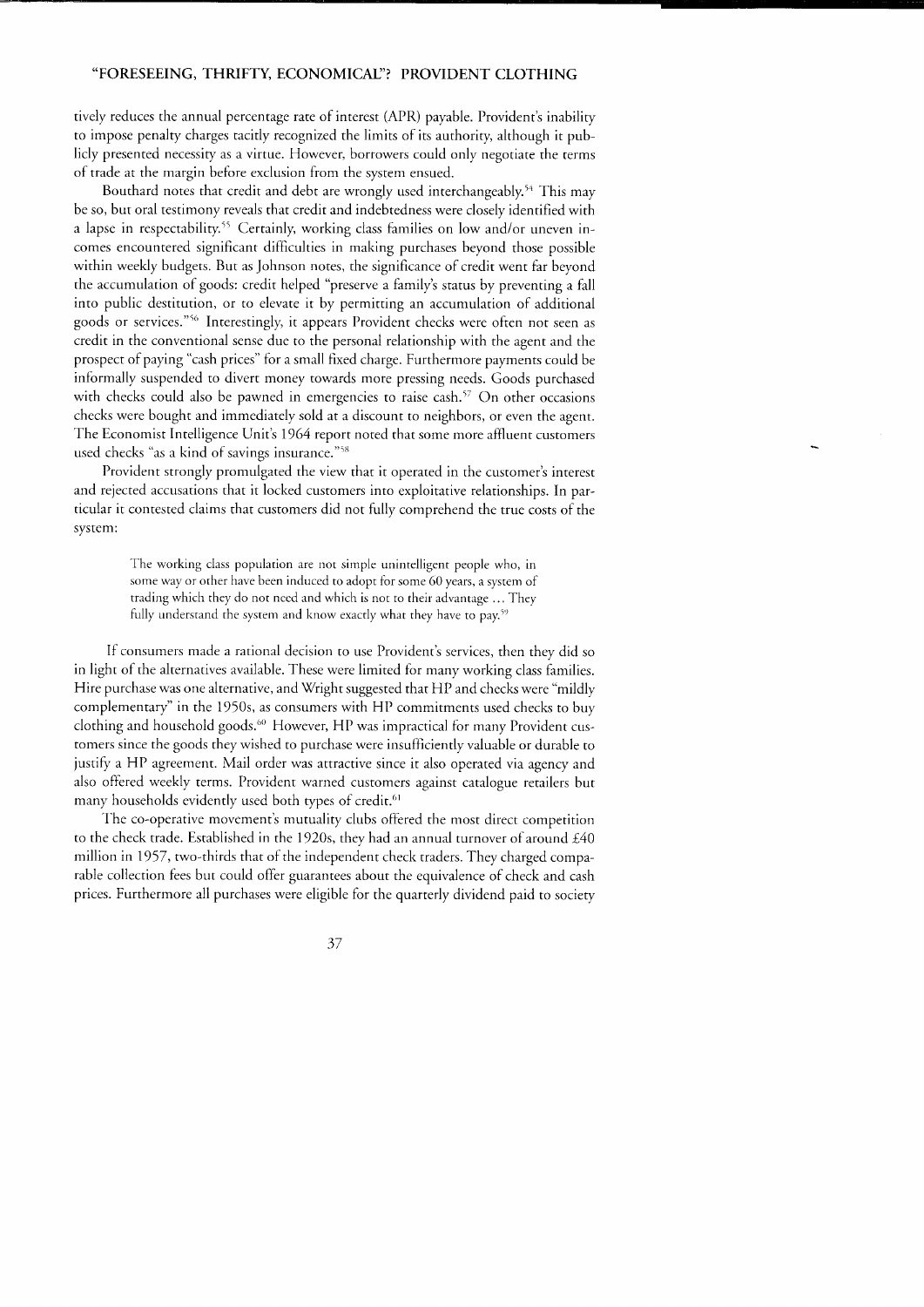tively reduces the annual percentage rate of interest (APR) payable. Provident's inability to impose penalty charges tacitly recognized the limits of its authority, although it publicly presented necessity as a virtue. However, borrowers could only negotiate the terms of trade at the margin before exclusion from the system ensued.

Bouthard notes that credit and debt are wrongly used interchangeably.[54] This may be so, but oral testimony reveals that credit and indebtedness were closely identified with a lapse in respectability.[55] Certainly, working class families on low and/or uneven incomes encountered significant difficulties in making purchases beyond those possible within weekly budgets. But as Johnson notes, the significance of credit went far beyond the accumulation of goods: credit helped "preserve a family's status by preventing a fall into public destitution, or to elevate it by permitting an accumulation of additional goods or services."[56] Interestingly, it appears Provident checks were often not seen as credit in the conventional sense due to the personal relationship with the agent and the prospect of paying "cash prices" for a small fixed charge. Furthermore payments could be informally suspended to divert money towards more pressing needs. Goods purchased with checks could also be pawned in emergencies to raise cash.[57] On other occasions checks were bought and immediately sold at a discount to neighbors, or even the agent. The Economist Intelligence Unit's 1964 report noted that some more affluent customers used checks "as a kind of savings insurance."[58]

Provident strongly promulgated the view that it operated in the customer's interest and rejected accusations that it locked customers into exploitative relationships. In particular it contested claims that customers did not fully comprehend the true costs of the system:

> The working class population are not simple unintelligent people who, in some way or other have been induced to adopt for some 60 years, a system of trading which they do not need and which is not to their advantage ... They fully understand the system and know exactly what they have to pay.[59]

If consumers made a rational decision to use Provident's services, then they did so in light of the alternatives available. These were limited for many working class families. Hire purchase was one alternative, and Wright suggested that HP and checks were "mildly complementary" in the 1950s, as consumers with HP commitments used checks to buy clothing and household goods.[60] However, HP was impractical for many Provident customers since the goods they wished to purchase were insufficiently valuable or durable to justify a HP agreement. Mail order was attractive since it also operated via agency and also offered weekly terms. Provident warned customers against catalogue retailers but many households evidently used both types of credit.[61]

The co-operative movement's mutuality clubs offered the most direct competition to the check trade. Established in the 1920s, they had an annual turnover of around £40 million in 1957, two-thirds that of the independent check traders. They charged comparable collection fees but could offer guarantees about the equivalence of check and cash prices. Furthermore all purchases were eligible for the quarterly dividend paid to society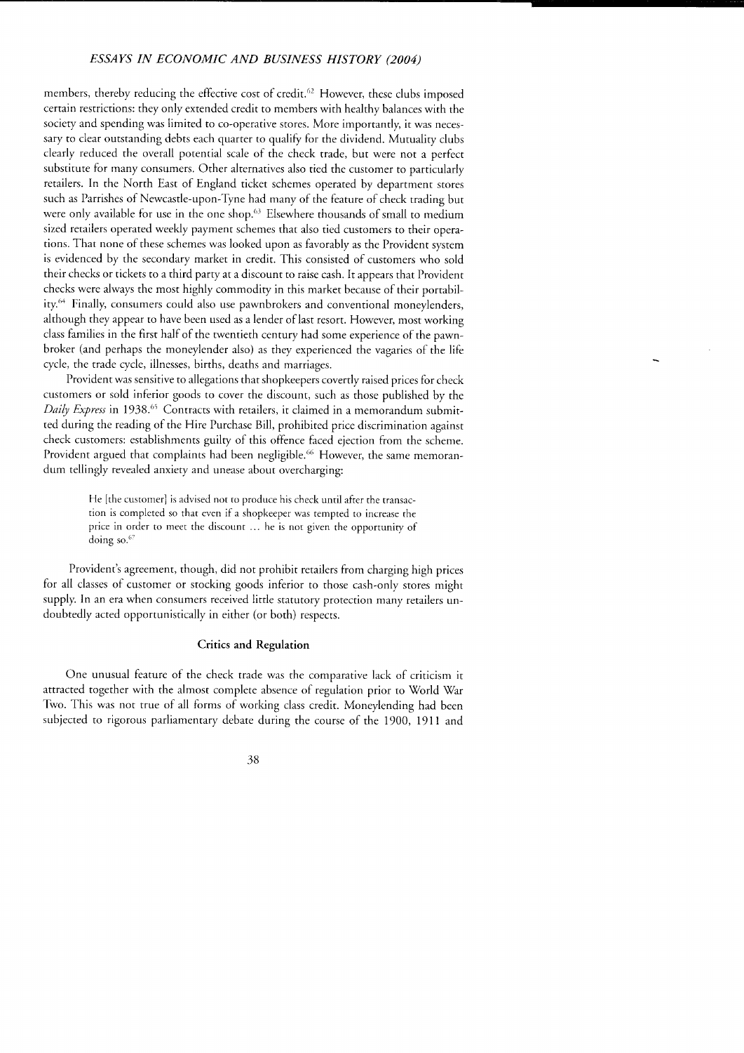members, thereby reducing the effective cost of credit.[62] However, these clubs imposed certain restrictions: they only extended credit to members with healthy balances with the society and spending was limited to co-operative stores. More importantly, it was necessary to clear outstanding debts each quarter to qualify for the dividend. Mutuality clubs clearly reduced the overall potential scale of the check trade, but were not a perfect substitute for many consumers. Other alternatives also tied the customer to particularly retailers. In the North East of England ticket schemes operated by department stores such as Parrishes of Newcastle-upon-Tyne had many of the feature of check trading but were only available for use in the one shop.[63] Elsewhere thousands of small to medium sized retailers operated weekly payment schemes that also tied customers to their operations. That none of these schemes was looked upon as favorably as the Provident system is evidenced by the secondary market in credit. This consisted of customers who sold their checks or tickets to a third party at a discount to raise cash. It appears that Provident checks were always the most highly commodity in this market because of their portability.[64] Finally, consumers could also use pawnbrokers and conventional moneylenders, although they appear to have been used as a lender of last resort. However, most working class families in the first half of the twentieth century had some experience of the pawnbroker (and perhaps the moneylender also) as they experienced the vagaries of the life cycle, the trade cycle, illnesses, births, deaths and marriages.

Provident was sensitive to allegations that shopkeepers covertly raised prices for check customers or sold inferior goods to cover the discount, such as those published by the *Daily Express* in 1938.[65] Contracts with retailers, it claimed in a memorandum submitted during the reading of the Hire Purchase Bill, prohibited price discrimination against check customers: establishments guilty of this offence faced ejection from the scheme. Provident argued that complaints had been negligible.[66] However, the same memorandum tellingly revealed anxiety and unease about overcharging:

> He [the customer] is advised not to produce his check until after the transaction is completed so that even if a shopkeeper was tempted to increase the price in order to meet the discount ... he is not given the opportunity of doing so.[67]

Provident's agreement, though, did not prohibit retailers from charging high prices for all classes of customer or stocking goods inferior to those cash-only stores might supply. In an era when consumers received little statutory protection many retailers undoubtedly acted opportunistically in either (or both) respects.

## Critics and Regulation

One unusual feature of the check trade was the comparative lack of criticism it attracted together with the almost complete absence of regulation prior to World War Two. This was not true of all forms of working class credit. Moneylending had been subjected to rigorous parliamentary debate during the course of the 1900, 1911 and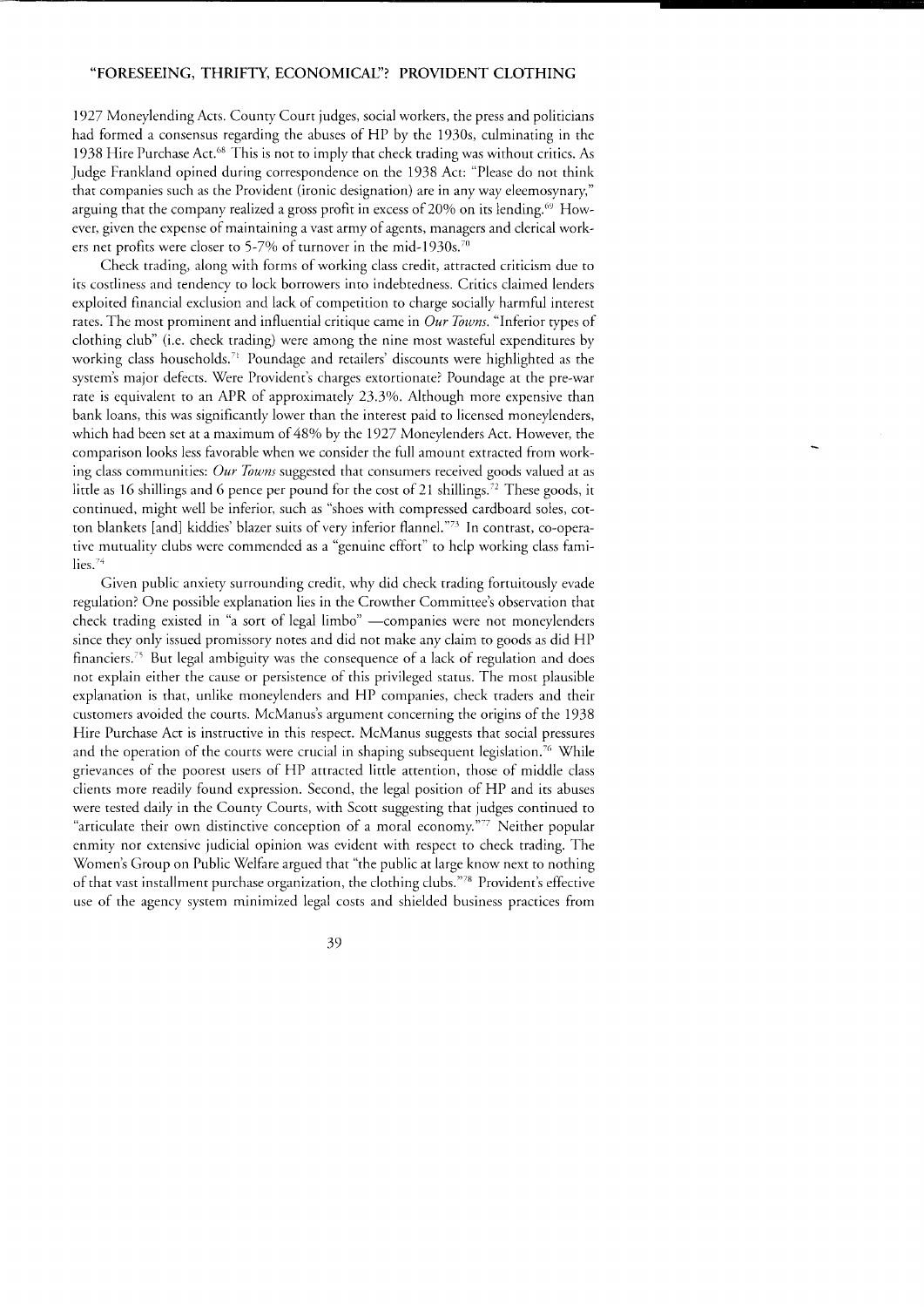1927 Moneylending Acts. County Court judges, social workers, the press and politicians had formed a consensus regarding the abuses of HP by the 1930s, culminating in the 1938 Hire Purchase Act.[68] This is not to imply that check trading was without critics. As Judge Frankland opined during correspondence on the 1938 Act: "Please do not think that companies such as the Provident (ironic designation) are in any way eleemosynary," arguing that the company realized a gross profit in excess of 20% on its lending.[69] However, given the expense of maintaining a vast army of agents, managers and clerical workers net profits were closer to 5-7% of turnover in the mid-1930s.[70]

Check trading, along with forms of working class credit, attracted criticism due to its costliness and tendency to lock borrowers into indebtedness. Critics claimed lenders exploited financial exclusion and lack of competition to charge socially harmful interest rates. The most prominent and influential critique came in *Our Towns*. "Inferior types of clothing club" (i.e. check trading) were among the nine most wasteful expenditures by working class households.[71] Poundage and retailers' discounts were highlighted as the system's major defects. Were Provident's charges extortionate? Poundage at the pre-war rate is equivalent to an APR of approximately 23.3%. Although more expensive than bank loans, this was significantly lower than the interest paid to licensed moneylenders, which had been set at a maximum of 48% by the 1927 Moneylenders Act. However, the comparison looks less favorable when we consider the full amount extracted from working class communities: *Our Towns* suggested that consumers received goods valued at as little as 16 shillings and 6 pence per pound for the cost of 21 shillings.[72] These goods, it continued, might well be inferior, such as "shoes with compressed cardboard soles, cotton blankets [and] kiddies' blazer suits of very inferior flannel."[73] In contrast, co-operative mutuality clubs were commended as a "genuine effort" to help working class families.[74]

Given public anxiety surrounding credit, why did check trading fortuitously evade regulation? One possible explanation lies in the Crowther Committee's observation that check trading existed in "a sort of legal limbo" —companies were not moneylenders since they only issued promissory notes and did not make any claim to goods as did HP financiers.[75] But legal ambiguity was the consequence of a lack of regulation and does not explain either the cause or persistence of this privileged status. The most plausible explanation is that, unlike moneylenders and HP companies, check traders and their customers avoided the courts. McManus's argument concerning the origins of the 1938 Hire Purchase Act is instructive in this respect. McManus suggests that social pressures and the operation of the courts were crucial in shaping subsequent legislation.[76] While grievances of the poorest users of HP attracted little attention, those of middle class clients more readily found expression. Second, the legal position of HP and its abuses were tested daily in the County Courts, with Scott suggesting that judges continued to "articulate their own distinctive conception of a moral economy."[77] Neither popular enmity nor extensive judicial opinion was evident with respect to check trading. The Women's Group on Public Welfare argued that "the public at large know next to nothing of that vast installment purchase organization, the clothing clubs."[78] Provident's effective use of the agency system minimized legal costs and shielded business practices from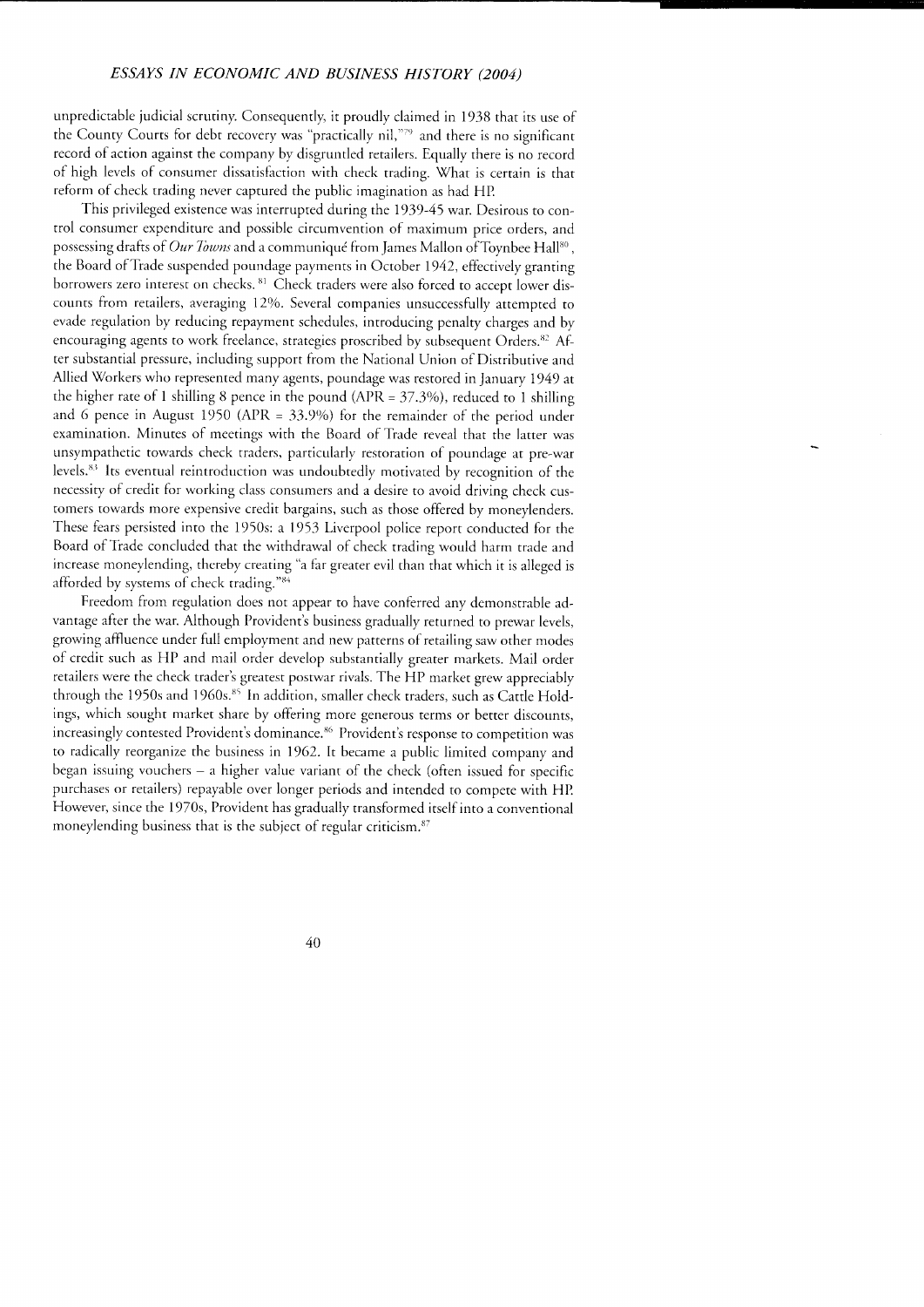unpredictable judicial scrutiny. Consequently, it proudly claimed in 1938 that its use of the County Courts for debt recovery was "practically nil,"[79] and there is no significant record of action against the company by disgruntled retailers. Equally there is no record of high levels of consumer dissatisfaction with check trading. What is certain is that reform of check trading never captured the public imagination as had HP.

This privileged existence was interrupted during the 1939-45 war. Desirous to control consumer expenditure and possible circumvention of maximum price orders, and possessing drafts of *Our Towns* and a communiqué from James Mallon of Toynbee Hall[80], the Board of Trade suspended poundage payments in October 1942, effectively granting borrowers zero interest on checks.[81] Check traders were also forced to accept lower discounts from retailers, averaging 12%. Several companies unsuccessfully attempted to evade regulation by reducing repayment schedules, introducing penalty charges and by encouraging agents to work freelance, strategies proscribed by subsequent Orders.[82] After substantial pressure, including support from the National Union of Distributive and Allied Workers who represented many agents, poundage was restored in January 1949 at the higher rate of 1 shilling 8 pence in the pound (APR = 37.3%), reduced to 1 shilling and 6 pence in August 1950 (APR = 33.9%) for the remainder of the period under examination. Minutes of meetings with the Board of Trade reveal that the latter was unsympathetic towards check traders, particularly restoration of poundage at pre-war levels.[83] Its eventual reintroduction was undoubtedly motivated by recognition of the necessity of credit for working class consumers and a desire to avoid driving check customers towards more expensive credit bargains, such as those offered by moneylenders. These fears persisted into the 1950s: a 1953 Liverpool police report conducted for the Board of Trade concluded that the withdrawal of check trading would harm trade and increase moneylending, thereby creating "a far greater evil than that which it is alleged is afforded by systems of check trading."[84]

Freedom from regulation does not appear to have conferred any demonstrable advantage after the war. Although Provident's business gradually returned to prewar levels, growing affluence under full employment and new patterns of retailing saw other modes of credit such as HP and mail order develop substantially greater markets. Mail order retailers were the check trader's greatest postwar rivals. The HP market grew appreciably through the 1950s and 1960s.[85] In addition, smaller check traders, such as Cattle Holdings, which sought market share by offering more generous terms or better discounts, increasingly contested Provident's dominance.[86] Provident's response to competition was to radically reorganize the business in 1962. It became a public limited company and began issuing vouchers – a higher value variant of the check (often issued for specific purchases or retailers) repayable over longer periods and intended to compete with HP. However, since the 1970s, Provident has gradually transformed itself into a conventional moneylending business that is the subject of regular criticism.[87]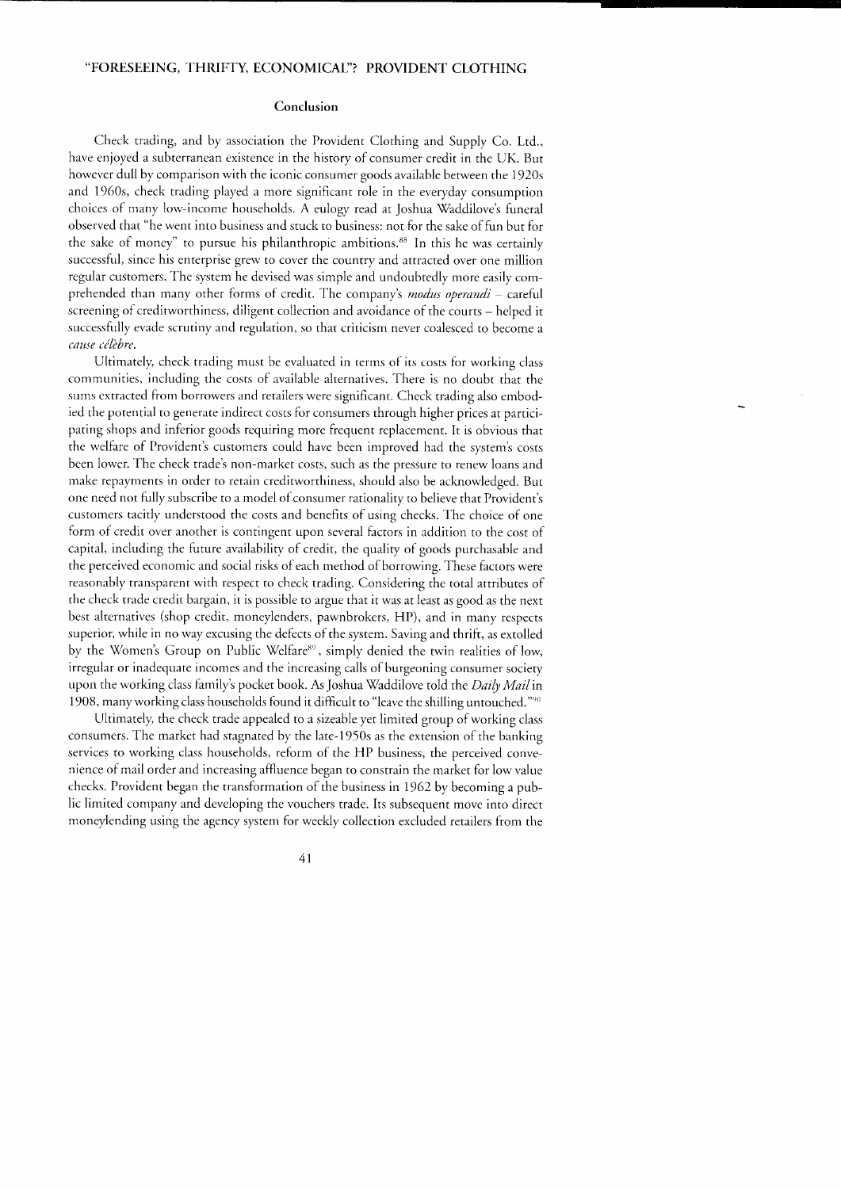## Conclusion

Check trading, and by association the Provident Clothing and Supply Co. Ltd., have enjoyed a subterranean existence in the history of consumer credit in the UK. But however dull by comparison with the iconic consumer goods available between the 1920s and 1960s, check trading played a more significant role in the everyday consumption choices of many low-income households. A eulogy read at Joshua Waddilove's funeral observed that "he went into business and stuck to business: not for the sake of fun but for the sake of money" to pursue his philanthropic ambitions.[88] In this he was certainly successful, since his enterprise grew to cover the country and attracted over one million regular customers. The system he devised was simple and undoubtedly more easily comprehended than many other forms of credit. The company's *modus operandi* – careful screening of creditworthiness, diligent collection and avoidance of the courts – helped it successfully evade scrutiny and regulation, so that criticism never coalesced to become a *cause célèbre*.

Ultimately, check trading must be evaluated in terms of its costs for working class communities, including the costs of available alternatives. There is no doubt that the sums extracted from borrowers and retailers were significant. Check trading also embodied the potential to generate indirect costs for consumers through higher prices at participating shops and inferior goods requiring more frequent replacement. It is obvious that the welfare of Provident's customers could have been improved had the system's costs been lower. The check trade's non-market costs, such as the pressure to renew loans and make repayments in order to retain creditworthiness, should also be acknowledged. But one need not fully subscribe to a model of consumer rationality to believe that Provident's customers tacitly understood the costs and benefits of using checks. The choice of one form of credit over another is contingent upon several factors in addition to the cost of capital, including the future availability of credit, the quality of goods purchasable and the perceived economic and social risks of each method of borrowing. These factors were reasonably transparent with respect to check trading. Considering the total attributes of the check trade credit bargain, it is possible to argue that it was at least as good as the next best alternatives (shop credit, moneylenders, pawnbrokers, HP), and in many respects superior, while in no way excusing the defects of the system. Saving and thrift, as extolled by the Women's Group on Public Welfare[89], simply denied the twin realities of low, irregular or inadequate incomes and the increasing calls of burgeoning consumer society upon the working class family's pocket book. As Joshua Waddilove told the *Daily Mail* in 1908, many working class households found it difficult to "leave the shilling untouched."[90]

Ultimately, the check trade appealed to a sizeable yet limited group of working class consumers. The market had stagnated by the late-1950s as the extension of the banking services to working class households, reform of the HP business, the perceived convenience of mail order and increasing affluence began to constrain the market for low value checks. Provident began the transformation of the business in 1962 by becoming a public limited company and developing the vouchers trade. Its subsequent move into direct moneylending using the agency system for weekly collection excluded retailers from the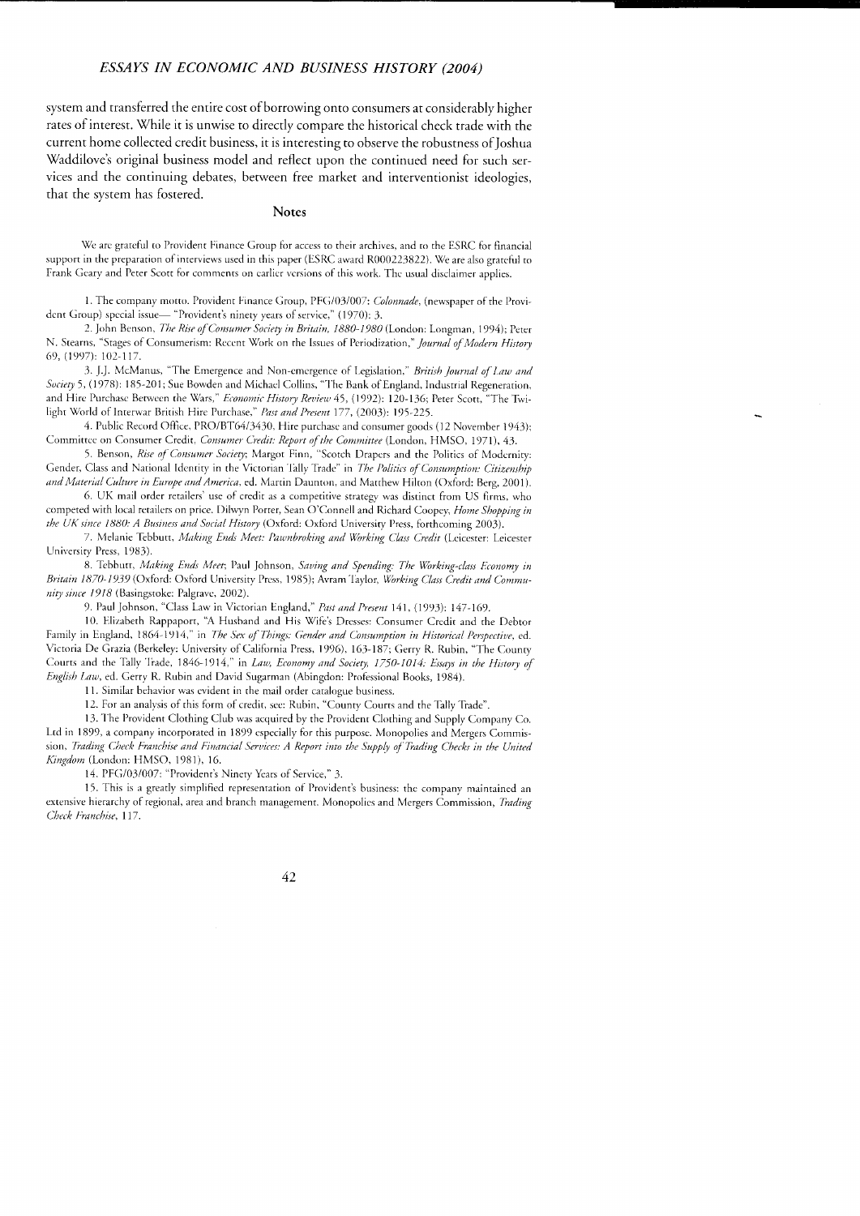system and transferred the entire cost of borrowing onto consumers at considerably higher rates of interest. While it is unwise to directly compare the historical check trade with the current home collected credit business, it is interesting to observe the robustness of Joshua Waddilove's original business model and reflect upon the continued need for such services and the continuing debates, between free market and interventionist ideologies, that the system has fostered.

## Notes

We are grateful to Provident Finance Group for access to their archives, and to the ESRC for financial support in the preparation of interviews used in this paper (ESRC award R000223822). We are also grateful to Frank Geary and Peter Scott for comments on earlier versions of this work. The usual disclaimer applies.

1. The company motto. Provident Finance Group, PFG/03/007: *Colonnade*, (newspaper of the Provident Group) special issue— "Provident's ninety years of service," (1970): 3.

2. John Benson, *The Rise of Consumer Society in Britain, 1880-1980* (London: Longman, 1994); Peter N. Stearns, "Stages of Consumerism: Recent Work on the Issues of Periodization," *Journal of Modern History* 69, (1997): 102-117.

3. J.J. McManus, "The Emergence and Non-emergence of Legislation," *British Journal of Law and Society* 5, (1978): 185-201; Sue Bowden and Michael Collins, "The Bank of England, Industrial Regeneration, and Hire Purchase Between the Wars," *Economic History Review* 45, (1992): 120-136; Peter Scott, "The Twilight World of Interwar British Hire Purchase," *Past and Present* 177, (2003): 195-225.

4. Public Record Office, PRO/BT64/3430, Hire purchase and consumer goods (12 November 1943); Committee on Consumer Credit, *Consumer Credit: Report of the Committee* (London, HMSO, 1971), 43.

5. Benson, *Rise of Consumer Society*; Margot Finn, "Scotch Drapers and the Politics of Modernity: Gender, Class and National Identity in the Victorian Tally Trade" in *The Politics of Consumption: Citizenship and Material Culture in Europe and America*, ed. Martin Daunton, and Matthew Hilton (Oxford: Berg, 2001).

6. UK mail order retailers' use of credit as a competitive strategy was distinct from US firms, who competed with local retailers on price. Dilwyn Porter, Sean O'Connell and Richard Coopey, *Home Shopping in the UK since 1880: A Business and Social History* (Oxford: Oxford University Press, forthcoming 2003).

7. Melanie Tebbutt, *Making Ends Meet: Pawnbroking and Working Class Credit* (Leicester: Leicester University Press, 1983).

8. Tebbutt, *Making Ends Meet*; Paul Johnson, *Saving and Spending: The Working-class Economy in Britain 1870-1939* (Oxford: Oxford University Press, 1985); Avram Taylor, *Working Class Credit and Community since 1918* (Basingstoke: Palgrave, 2002).

9. Paul Johnson, "Class Law in Victorian England," *Past and Present* 141, (1993): 147-169.

10. Elizabeth Rappaport, "A Husband and His Wife's Dresses: Consumer Credit and the Debtor Family in England, 1864-1914," in *The Sex of Things: Gender and Consumption in Historical Perspective*, ed. Victoria De Grazia (Berkeley: University of California Press, 1996), 163-187; Gerry R. Rubin, "The County Courts and the Tally Trade, 1846-1914," in *Law, Economy and Society, 1750-1014: Essays in the History of English Law*, ed. Gerry R. Rubin and David Sugarman (Abingdon: Professional Books, 1984).

11. Similar behavior was evident in the mail order catalogue business.

12. For an analysis of this form of credit, see: Rubin, "County Courts and the Tally Trade".

13. The Provident Clothing Club was acquired by the Provident Clothing and Supply Company Co. Ltd in 1899, a company incorporated in 1899 especially for this purpose. Monopolies and Mergers Commission, *Trading Check Franchise and Financial Services: A Report into the Supply of Trading Checks in the United Kingdom* (London: HMSO, 1981), 16.

14. PFG/03/007: "Provident's Ninety Years of Service," 3.

15. This is a greatly simplified representation of Provident's business: the company maintained an extensive hierarchy of regional, area and branch management. Monopolies and Mergers Commission, *Trading Check Franchise*, 117.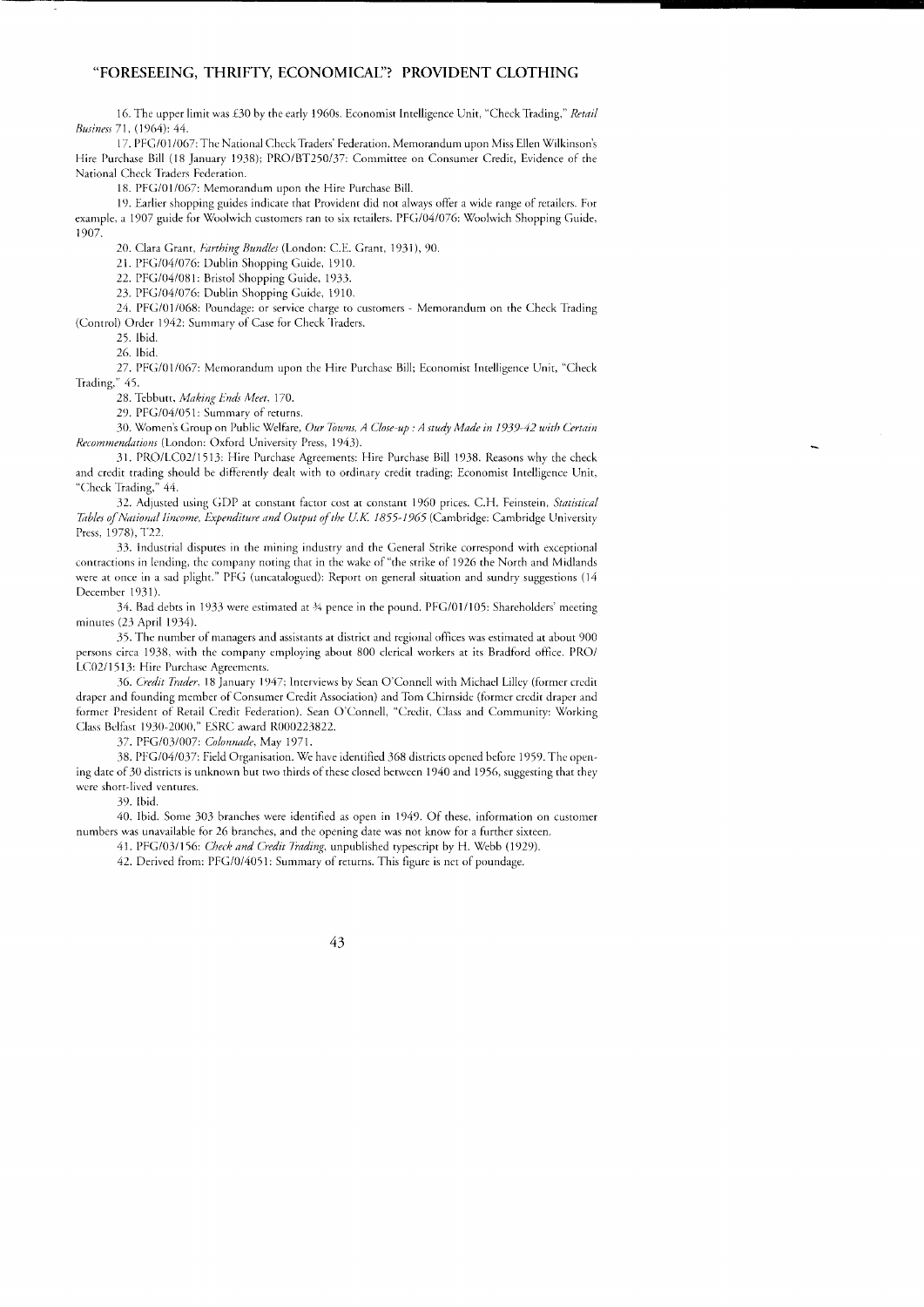16. The upper limit was £30 by the early 1960s. Economist Intelligence Unit, "Check Trading," *Retail Business* 71, (1964): 44.

17. PFG/01/067: The National Check Traders' Federation. Memorandum upon Miss Ellen Wilkinson's Hire Purchase Bill (18 January 1938); PRO/BT250/37: Committee on Consumer Credit, Evidence of the National Check Traders Federation.

18. PFG/01/067: Memorandum upon the Hire Purchase Bill.

19. Earlier shopping guides indicate that Provident did not always offer a wide range of retailers. For example, a 1907 guide for Woolwich customers ran to six retailers. PFG/04/076: Woolwich Shopping Guide, 1907.

20. Clara Grant, *Farthing Bundles* (London: C.E. Grant, 1931), 90.

21. PFG/04/076: Dublin Shopping Guide, 1910.

22. PFG/04/081: Bristol Shopping Guide, 1933.

23. PFG/04/076: Dublin Shopping Guide, 1910.

24. PFG/01/068: Poundage: or service charge to customers - Memorandum on the Check Trading (Control) Order 1942: Summary of Case for Check Traders.

25. Ibid.

26. Ibid.

27. PFG/01/067: Memorandum upon the Hire Purchase Bill; Economist Intelligence Unit, "Check Trading," 45.

28. Tebbutt, *Making Ends Meet*, 170.

29. PFG/04/051: Summary of returns.

30. Women's Group on Public Welfare, *Our Towns, A Close-up : A study Made in 1939-42 with Certain Recommendations* (London: Oxford University Press, 1943).

31. PRO/LC02/1513: Hire Purchase Agreements: Hire Purchase Bill 1938. Reasons why the check and credit trading should be differently dealt with to ordinary credit trading; Economist Intelligence Unit, "Check Trading," 44.

32. Adjusted using GDP at constant factor cost at constant 1960 prices. C.H. Feinstein, *Statistical Tables of National Iincome, Expenditure and Output of the U.K. 1855-1965* (Cambridge: Cambridge University Press, 1978), T22.

33. Industrial disputes in the mining industry and the General Strike correspond with exceptional contractions in lending, the company noting that in the wake of "the strike of 1926 the North and Midlands were at once in a sad plight." PFG (uncatalogued): Report on general situation and sundry suggestions (14 December 1931).

34. Bad debts in 1933 were estimated at ¾ pence in the pound. PFG/01/105: Shareholders' meeting minutes (23 April 1934).

35. The number of managers and assistants at district and regional offices was estimated at about 900 persons circa 1938, with the company employing about 800 clerical workers at its Bradford office. PRO/LC02/1513: Hire Purchase Agreements.

36. *Credit Trader*, 18 January 1947; Interviews by Sean O'Connell with Michael Lilley (former credit draper and founding member of Consumer Credit Association) and Tom Chirnside (former credit draper and former President of Retail Credit Federation). Sean O'Connell, "Credit, Class and Community: Working Class Belfast 1930-2000," ESRC award R000223822.

37. PFG/03/007: *Colonnade*, May 1971.

38. PFG/04/037: Field Organisation. We have identified 368 districts opened before 1959. The opening date of 30 districts is unknown but two thirds of these closed between 1940 and 1956, suggesting that they were short-lived ventures.

39. Ibid.

40. Ibid. Some 303 branches were identified as open in 1949. Of these, information on customer numbers was unavailable for 26 branches, and the opening date was not know for a further sixteen.

41. PFG/03/156: *Check and Credit Trading*, unpublished typescript by H. Webb (1929).

42. Derived from: PFG/0/4051: Summary of returns. This figure is net of poundage.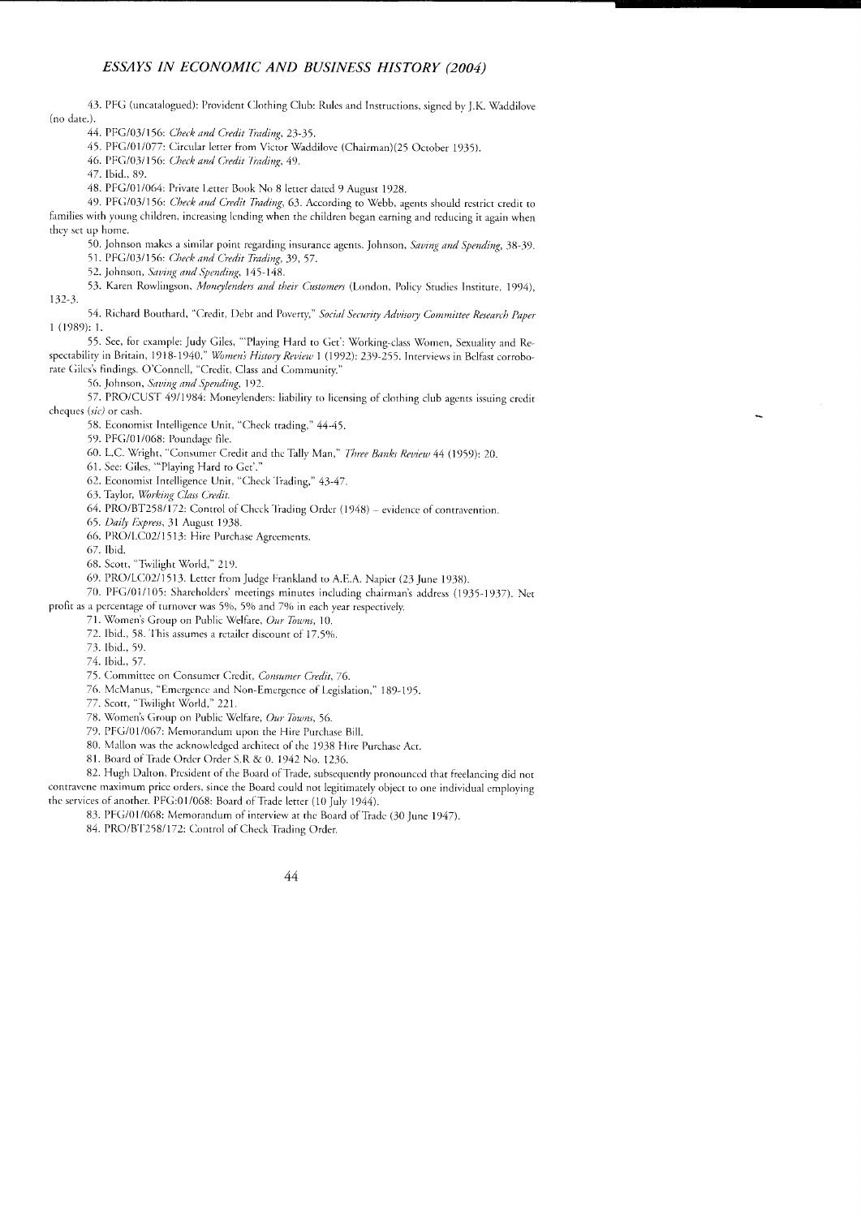43. PFG (uncatalogued): Provident Clothing Club: Rules and Instructions, signed by J.K. Waddilove (no date.).

44. PFG/03/156: *Check and Credit Trading*, 23-35.

45. PFG/01/077: Circular letter from Victor Waddilove (Chairman)(25 October 1935).

46. PFG/03/156: *Check and Credit Trading*, 49.

47. Ibid., 89.

48. PFG/01/064: Private Letter Book No 8 letter dated 9 August 1928.

49. PFG/03/156: *Check and Credit Trading*, 63. According to Webb, agents should restrict credit to families with young children, increasing lending when the children began earning and reducing it again when they set up home.

50. Johnson makes a similar point regarding insurance agents. Johnson, *Saving and Spending*, 38-39.

51. PFG/03/156: *Check and Credit Trading*, 39, 57.

52. Johnson, *Saving and Spending*, 145-148.

53. Karen Rowlingson, *Moneylenders and their Customers* (London, Policy Studies Institute, 1994), 132-3.

54. Richard Bouthard, "Credit, Debt and Poverty," *Social Security Advisory Committee Research Paper* 1 (1989): 1.

55. See, for example: Judy Giles, "'Playing Hard to Get': Working-class Women, Sexuality and Respectability in Britain, 1918-1940," *Women's History Review* 1 (1992): 239-255. Interviews in Belfast corroborate Giles's findings. O'Connell, "Credit, Class and Community."

56. Johnson, *Saving and Spending*, 192.

57. PRO/CUST 49/1984: Moneylenders: liability to licensing of clothing club agents issuing credit cheques (*sic*) or cash.

58. Economist Intelligence Unit, "Check trading," 44-45.

59. PFG/01/068: Poundage file.

60. L.C. Wright, "Consumer Credit and the Tally Man," *Three Banks Review* 44 (1959): 20.

61. See: Giles, "'Playing Hard to Get'."

62. Economist Intelligence Unit, "Check Trading," 43-47.

63. Taylor, *Working Class Credit*.

64. PRO/BT258/172: Control of Check Trading Order (1948) – evidence of contravention.

65. *Daily Express*, 31 August 1938.

66. PRO/LC02/1513: Hire Purchase Agreements.

67. Ibid.

68. Scott, "Twilight World," 219.

69. PRO/LC02/1513. Letter from Judge Frankland to A.E.A. Napier (23 June 1938).

70. PFG/01/105: Shareholders' meetings minutes including chairman's address (1935-1937). Net profit as a percentage of turnover was 5%, 5% and 7% in each year respectively.

71. Women's Group on Public Welfare, *Our Towns*, 10.

72. Ibid., 58. This assumes a retailer discount of 17.5%.

73. Ibid., 59.

74. Ibid., 57.

75. Committee on Consumer Credit, *Consumer Credit*, 76.

76. McManus, "Emergence and Non-Emergence of Legislation," 189-195.

77. Scott, "Twilight World," 221.

78. Women's Group on Public Welfare, *Our Towns*, 56.

79. PFG/01/067: Memorandum upon the Hire Purchase Bill.

80. Mallon was the acknowledged architect of the 1938 Hire Purchase Act.

81. Board of Trade Order Order S.R & 0. 1942 No. 1236.

82. Hugh Dalton, President of the Board of Trade, subsequently pronounced that freelancing did not contravene maximum price orders, since the Board could not legitimately object to one individual employing the services of another. PFG:01/068: Board of Trade letter (10 July 1944).

83. PFG/01/068: Memorandum of interview at the Board of Trade (30 June 1947).

84. PRO/BT258/172: Control of Check Trading Order.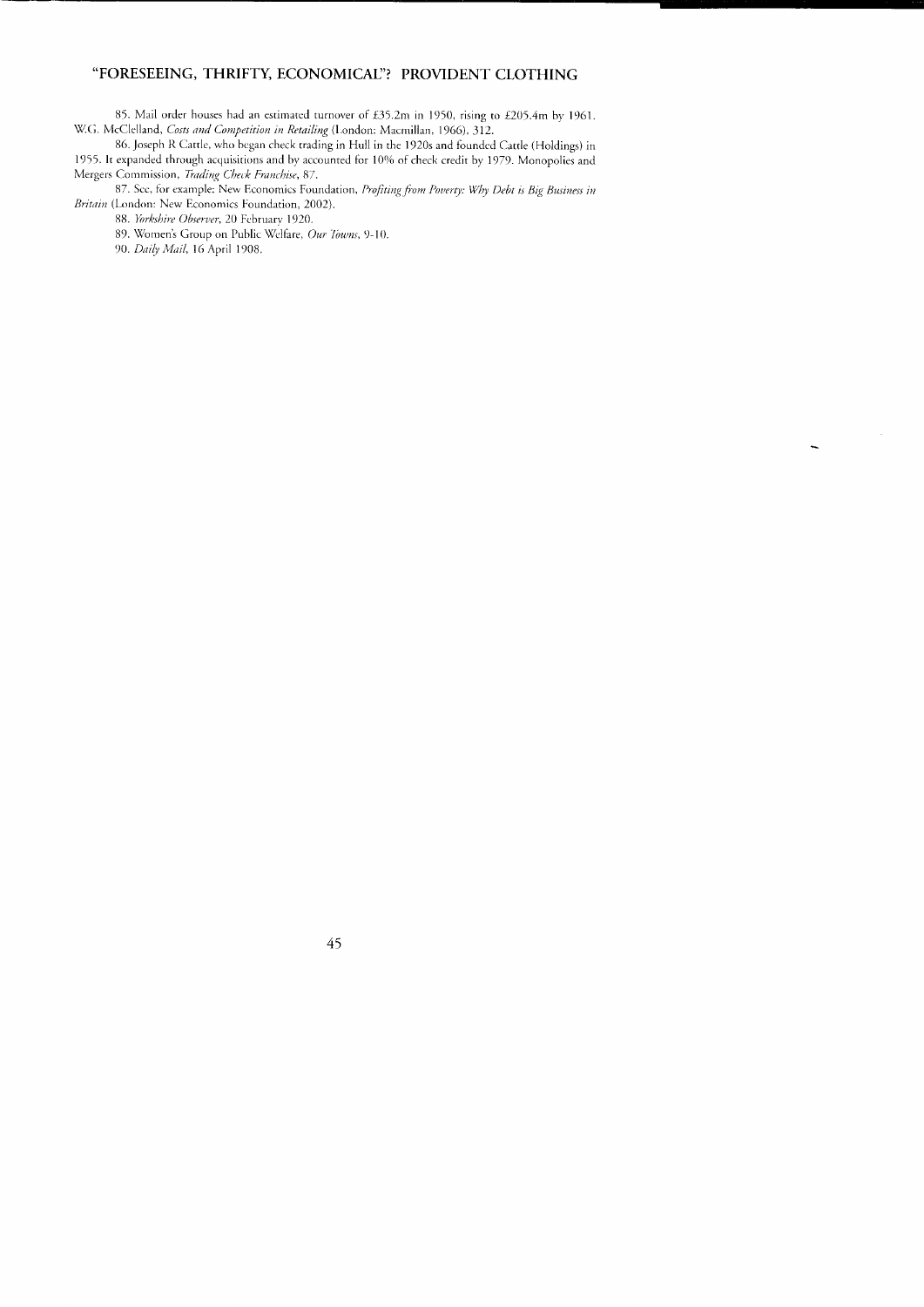85. Mail order houses had an estimated turnover of £35.2m in 1950, rising to £205.4m by 1961. W.G. McClelland, *Costs and Competition in Retailing* (London: Macmillan, 1966), 312.

86. Joseph R Cattle, who began check trading in Hull in the 1920s and founded Cattle (Holdings) in 1955. It expanded through acquisitions and by accounted for 10% of check credit by 1979. Monopolies and Mergers Commission, *Trading Check Franchise*, 87.

87. See, for example: New Economics Foundation, *Profiting from Poverty: Why Debt is Big Business in Britain* (London: New Economics Foundation, 2002).

88. *Yorkshire Observer*, 20 February 1920.

89. Women's Group on Public Welfare, *Our Towns*, 9-10.

90. *Daily Mail*, 16 April 1908.